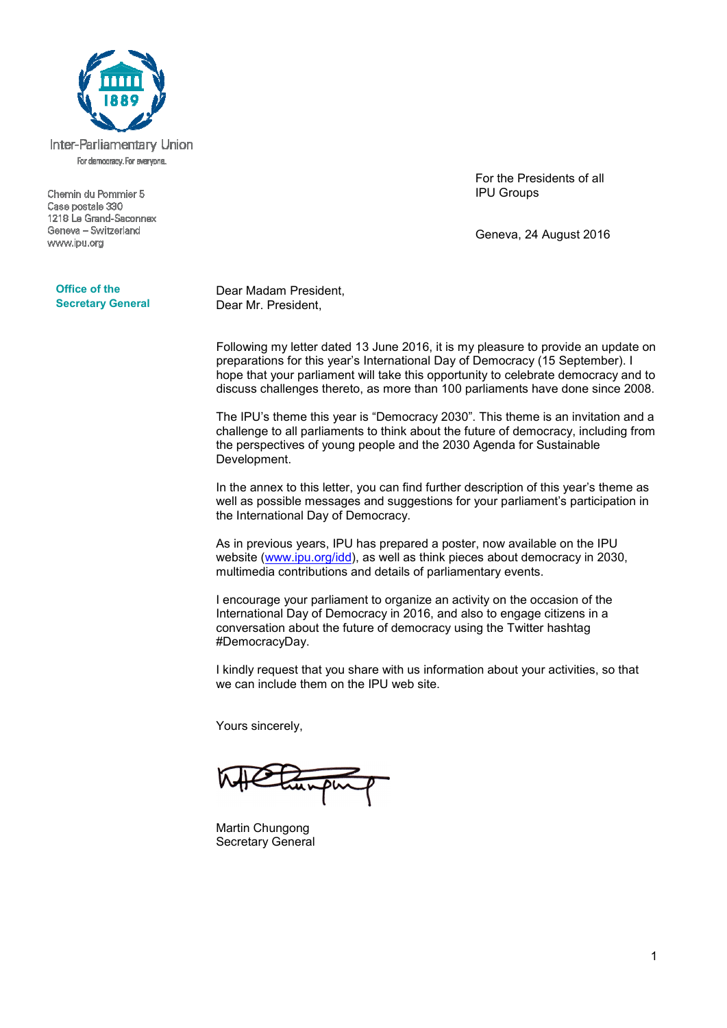Inter-Parliamentary Union
For democracy. For everyone.

Chemin du Pommier 5
Case postale 330
1218 Le Grand-Saconnex
Geneva – Switzerland
www.ipu.org

**Office of the Secretary General**

For the Presidents of all
IPU Groups

Geneva, 24 August 2016

Dear Madam President,
Dear Mr. President,

Following my letter dated 13 June 2016, it is my pleasure to provide an update on preparations for this year's International Day of Democracy (15 September). I hope that your parliament will take this opportunity to celebrate democracy and to discuss challenges thereto, as more than 100 parliaments have done since 2008.

The IPU's theme this year is "Democracy 2030". This theme is an invitation and a challenge to all parliaments to think about the future of democracy, including from the perspectives of young people and the 2030 Agenda for Sustainable Development.

In the annex to this letter, you can find further description of this year's theme as well as possible messages and suggestions for your parliament's participation in the International Day of Democracy.

As in previous years, IPU has prepared a poster, now available on the IPU website (www.ipu.org/idd), as well as think pieces about democracy in 2030, multimedia contributions and details of parliamentary events.

I encourage your parliament to organize an activity on the occasion of the International Day of Democracy in 2016, and also to engage citizens in a conversation about the future of democracy using the Twitter hashtag #DemocracyDay.

I kindly request that you share with us information about your activities, so that we can include them on the IPU web site.

Yours sincerely,

Martin Chungong
Secretary General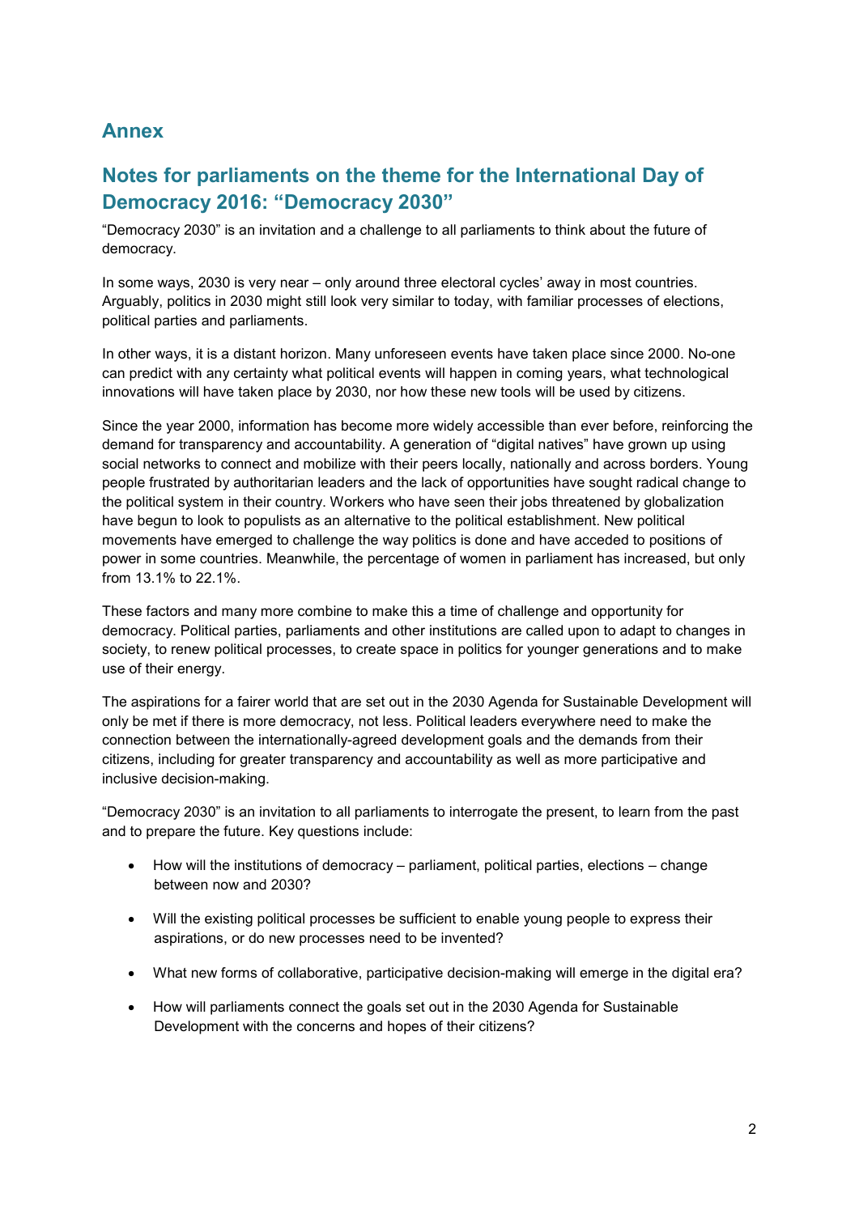## Annex

## Notes for parliaments on the theme for the International Day of Democracy 2016: "Democracy 2030"

"Democracy 2030" is an invitation and a challenge to all parliaments to think about the future of democracy.

In some ways, 2030 is very near – only around three electoral cycles' away in most countries. Arguably, politics in 2030 might still look very similar to today, with familiar processes of elections, political parties and parliaments.

In other ways, it is a distant horizon. Many unforeseen events have taken place since 2000. No-one can predict with any certainty what political events will happen in coming years, what technological innovations will have taken place by 2030, nor how these new tools will be used by citizens.

Since the year 2000, information has become more widely accessible than ever before, reinforcing the demand for transparency and accountability. A generation of "digital natives" have grown up using social networks to connect and mobilize with their peers locally, nationally and across borders. Young people frustrated by authoritarian leaders and the lack of opportunities have sought radical change to the political system in their country. Workers who have seen their jobs threatened by globalization have begun to look to populists as an alternative to the political establishment. New political movements have emerged to challenge the way politics is done and have acceded to positions of power in some countries. Meanwhile, the percentage of women in parliament has increased, but only from 13.1% to 22.1%.

These factors and many more combine to make this a time of challenge and opportunity for democracy. Political parties, parliaments and other institutions are called upon to adapt to changes in society, to renew political processes, to create space in politics for younger generations and to make use of their energy.

The aspirations for a fairer world that are set out in the 2030 Agenda for Sustainable Development will only be met if there is more democracy, not less. Political leaders everywhere need to make the connection between the internationally-agreed development goals and the demands from their citizens, including for greater transparency and accountability as well as more participative and inclusive decision-making.

"Democracy 2030" is an invitation to all parliaments to interrogate the present, to learn from the past and to prepare the future. Key questions include:

- How will the institutions of democracy – parliament, political parties, elections – change between now and 2030?
- Will the existing political processes be sufficient to enable young people to express their aspirations, or do new processes need to be invented?
- What new forms of collaborative, participative decision-making will emerge in the digital era?
- How will parliaments connect the goals set out in the 2030 Agenda for Sustainable Development with the concerns and hopes of their citizens?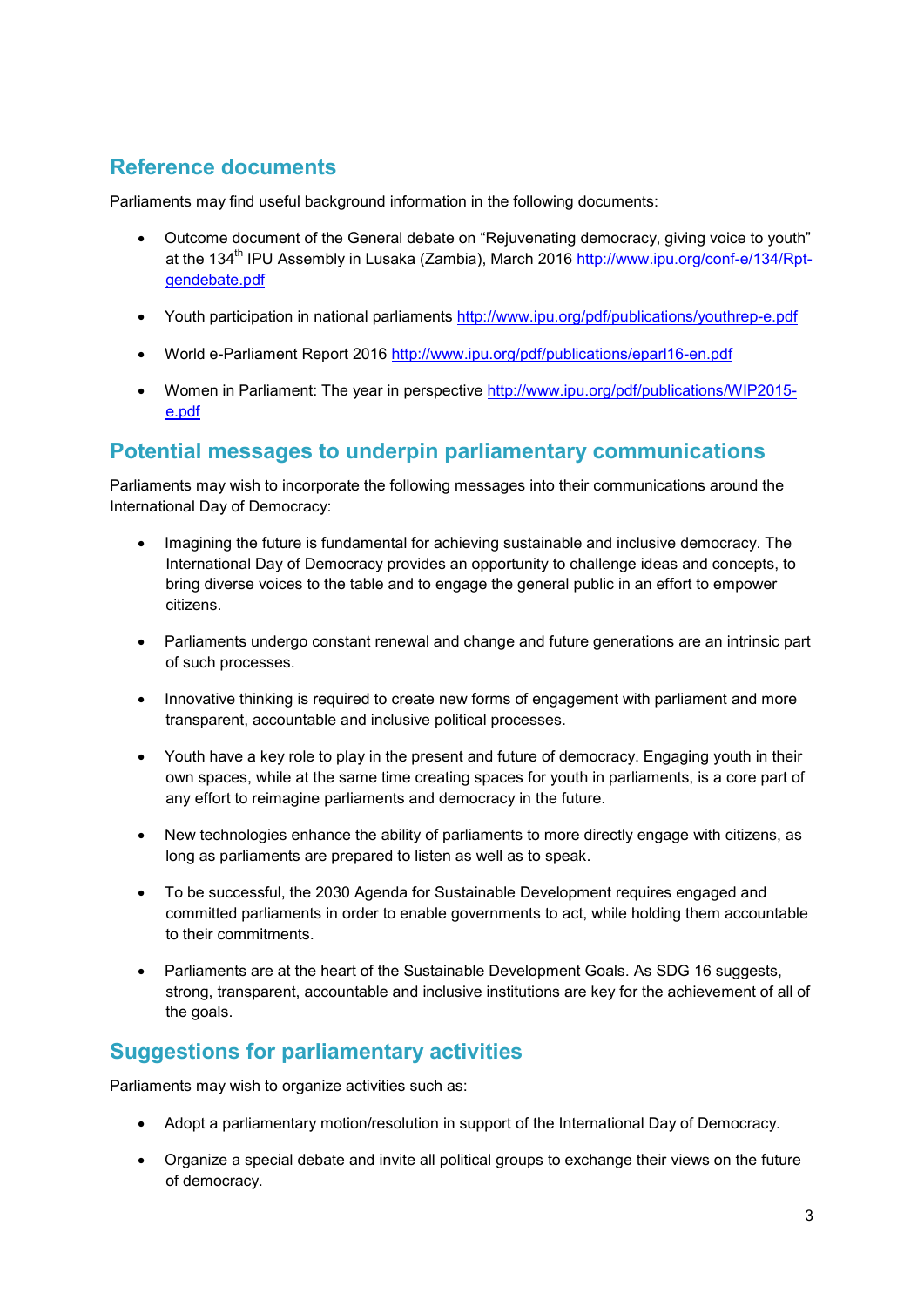## Reference documents

Parliaments may find useful background information in the following documents:

- Outcome document of the General debate on "Rejuvenating democracy, giving voice to youth" at the 134th IPU Assembly in Lusaka (Zambia), March 2016 http://www.ipu.org/conf-e/134/Rpt-gendebate.pdf

- Youth participation in national parliaments http://www.ipu.org/pdf/publications/youthrep-e.pdf

- World e-Parliament Report 2016 http://www.ipu.org/pdf/publications/eparl16-en.pdf

- Women in Parliament: The year in perspective http://www.ipu.org/pdf/publications/WIP2015-e.pdf

## Potential messages to underpin parliamentary communications

Parliaments may wish to incorporate the following messages into their communications around the International Day of Democracy:

- Imagining the future is fundamental for achieving sustainable and inclusive democracy. The International Day of Democracy provides an opportunity to challenge ideas and concepts, to bring diverse voices to the table and to engage the general public in an effort to empower citizens.

- Parliaments undergo constant renewal and change and future generations are an intrinsic part of such processes.

- Innovative thinking is required to create new forms of engagement with parliament and more transparent, accountable and inclusive political processes.

- Youth have a key role to play in the present and future of democracy. Engaging youth in their own spaces, while at the same time creating spaces for youth in parliaments, is a core part of any effort to reimagine parliaments and democracy in the future.

- New technologies enhance the ability of parliaments to more directly engage with citizens, as long as parliaments are prepared to listen as well as to speak.

- To be successful, the 2030 Agenda for Sustainable Development requires engaged and committed parliaments in order to enable governments to act, while holding them accountable to their commitments.

- Parliaments are at the heart of the Sustainable Development Goals. As SDG 16 suggests, strong, transparent, accountable and inclusive institutions are key for the achievement of all of the goals.

## Suggestions for parliamentary activities

Parliaments may wish to organize activities such as:

- Adopt a parliamentary motion/resolution in support of the International Day of Democracy.

- Organize a special debate and invite all political groups to exchange their views on the future of democracy.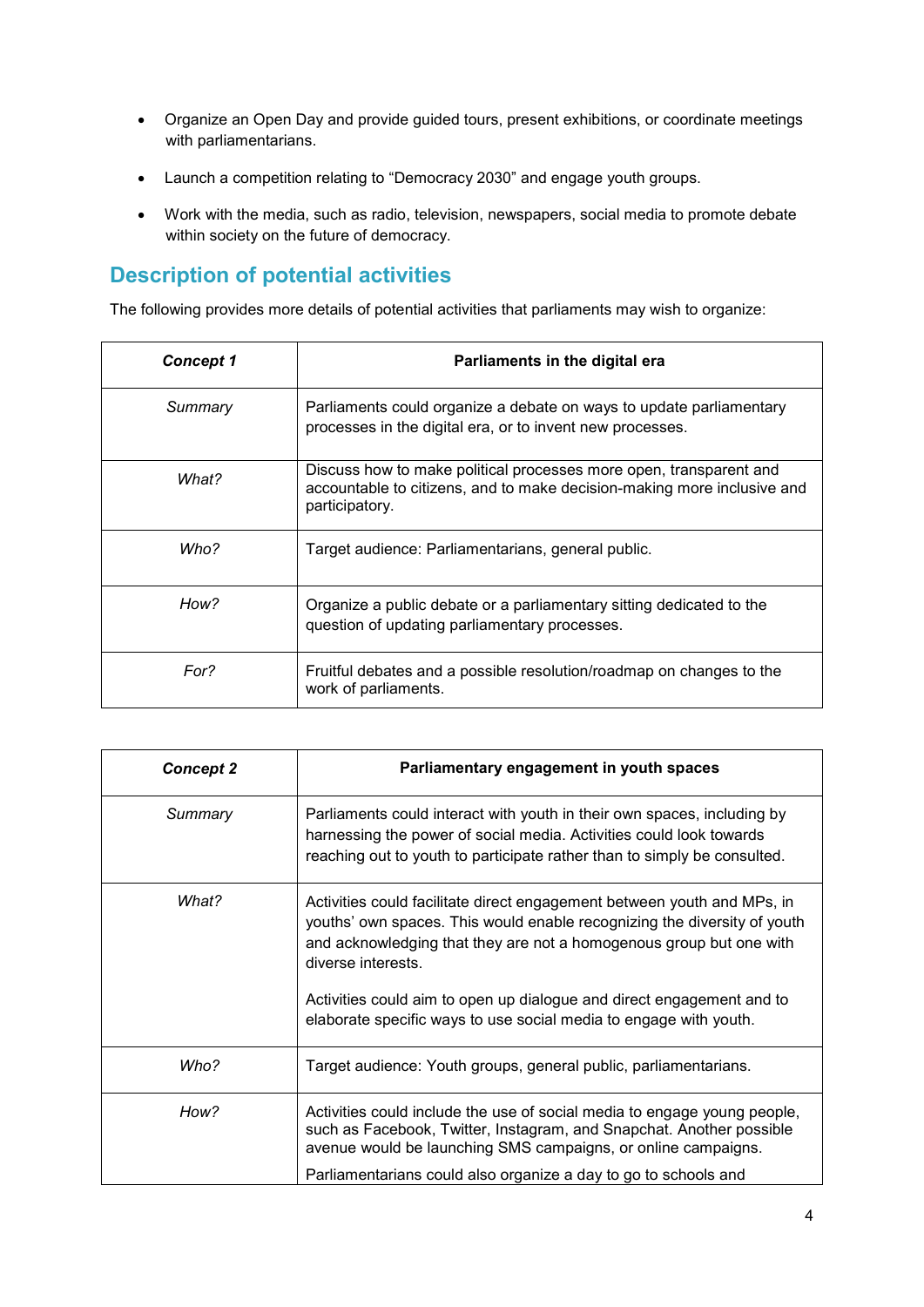- Organize an Open Day and provide guided tours, present exhibitions, or coordinate meetings with parliamentarians.
- Launch a competition relating to "Democracy 2030" and engage youth groups.
- Work with the media, such as radio, television, newspapers, social media to promote debate within society on the future of democracy.

## Description of potential activities

The following provides more details of potential activities that parliaments may wish to organize:

| ***Concept 1*** | **Parliaments in the digital era** |
|---|---|
| *Summary* | Parliaments could organize a debate on ways to update parliamentary processes in the digital era, or to invent new processes. |
| *What?* | Discuss how to make political processes more open, transparent and accountable to citizens, and to make decision-making more inclusive and participatory. |
| *Who?* | Target audience: Parliamentarians, general public. |
| *How?* | Organize a public debate or a parliamentary sitting dedicated to the question of updating parliamentary processes. |
| *For?* | Fruitful debates and a possible resolution/roadmap on changes to the work of parliaments. |

| ***Concept 2*** | **Parliamentary engagement in youth spaces** |
|---|---|
| *Summary* | Parliaments could interact with youth in their own spaces, including by harnessing the power of social media. Activities could look towards reaching out to youth to participate rather than to simply be consulted. |
| *What?* | Activities could facilitate direct engagement between youth and MPs, in youths' own spaces. This would enable recognizing the diversity of youth and acknowledging that they are not a homogenous group but one with diverse interests.<br><br>Activities could aim to open up dialogue and direct engagement and to elaborate specific ways to use social media to engage with youth. |
| *Who?* | Target audience: Youth groups, general public, parliamentarians. |
| *How?* | Activities could include the use of social media to engage young people, such as Facebook, Twitter, Instagram, and Snapchat. Another possible avenue would be launching SMS campaigns, or online campaigns.<br><br>Parliamentarians could also organize a day to go to schools and |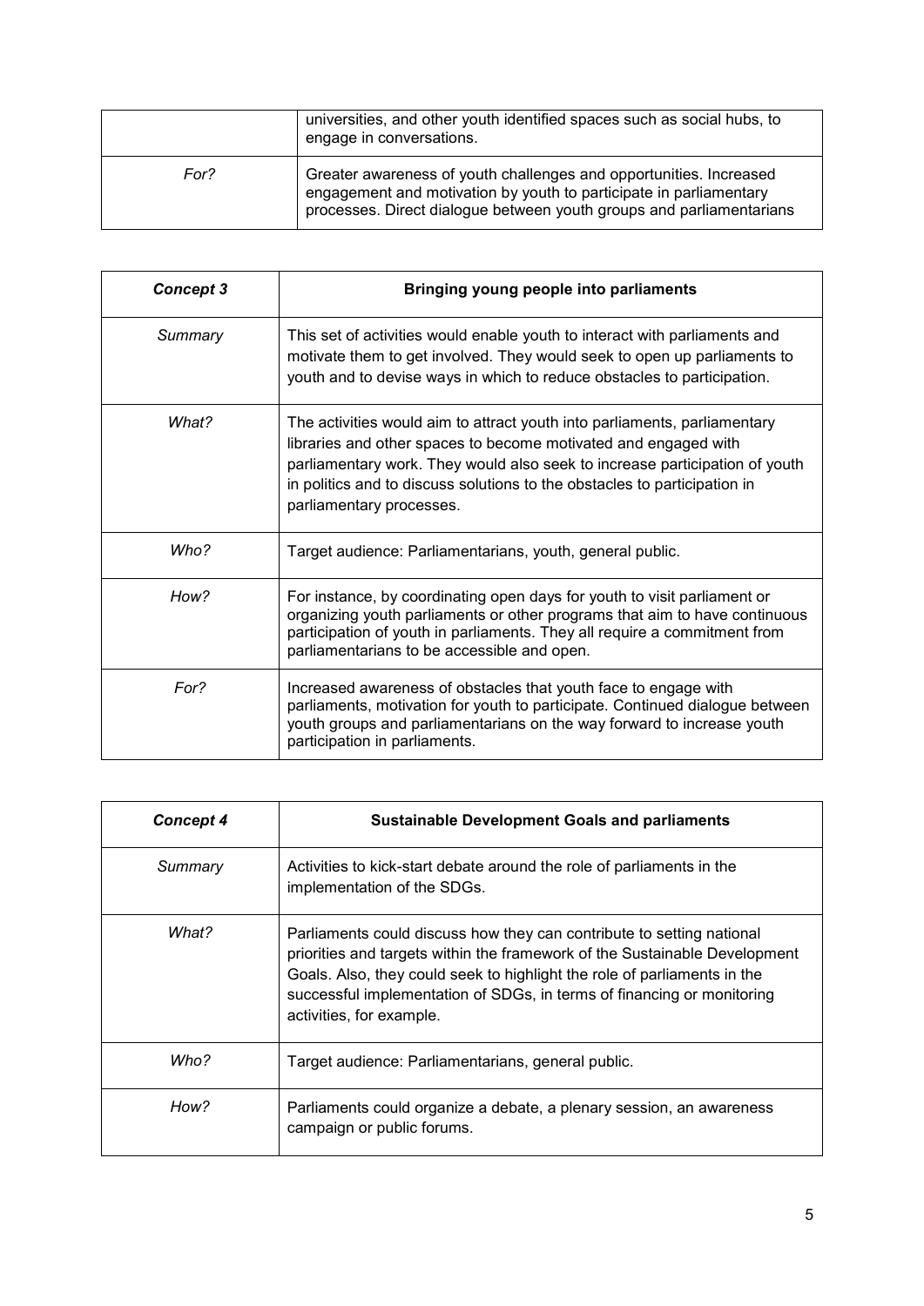|  |  |
| --- | --- |
|  | universities, and other youth identified spaces such as social hubs, to engage in conversations. |
| *For?* | Greater awareness of youth challenges and opportunities. Increased engagement and motivation by youth to participate in parliamentary processes. Direct dialogue between youth groups and parliamentarians |

| ***Concept 3*** | **Bringing young people into parliaments** |
| --- | --- |
| *Summary* | This set of activities would enable youth to interact with parliaments and motivate them to get involved. They would seek to open up parliaments to youth and to devise ways in which to reduce obstacles to participation. |
| *What?* | The activities would aim to attract youth into parliaments, parliamentary libraries and other spaces to become motivated and engaged with parliamentary work. They would also seek to increase participation of youth in politics and to discuss solutions to the obstacles to participation in parliamentary processes. |
| *Who?* | Target audience: Parliamentarians, youth, general public. |
| *How?* | For instance, by coordinating open days for youth to visit parliament or organizing youth parliaments or other programs that aim to have continuous participation of youth in parliaments. They all require a commitment from parliamentarians to be accessible and open. |
| *For?* | Increased awareness of obstacles that youth face to engage with parliaments, motivation for youth to participate. Continued dialogue between youth groups and parliamentarians on the way forward to increase youth participation in parliaments. |

| ***Concept 4*** | **Sustainable Development Goals and parliaments** |
| --- | --- |
| *Summary* | Activities to kick-start debate around the role of parliaments in the implementation of the SDGs. |
| *What?* | Parliaments could discuss how they can contribute to setting national priorities and targets within the framework of the Sustainable Development Goals. Also, they could seek to highlight the role of parliaments in the successful implementation of SDGs, in terms of financing or monitoring activities, for example. |
| *Who?* | Target audience: Parliamentarians, general public. |
| *How?* | Parliaments could organize a debate, a plenary session, an awareness campaign or public forums. |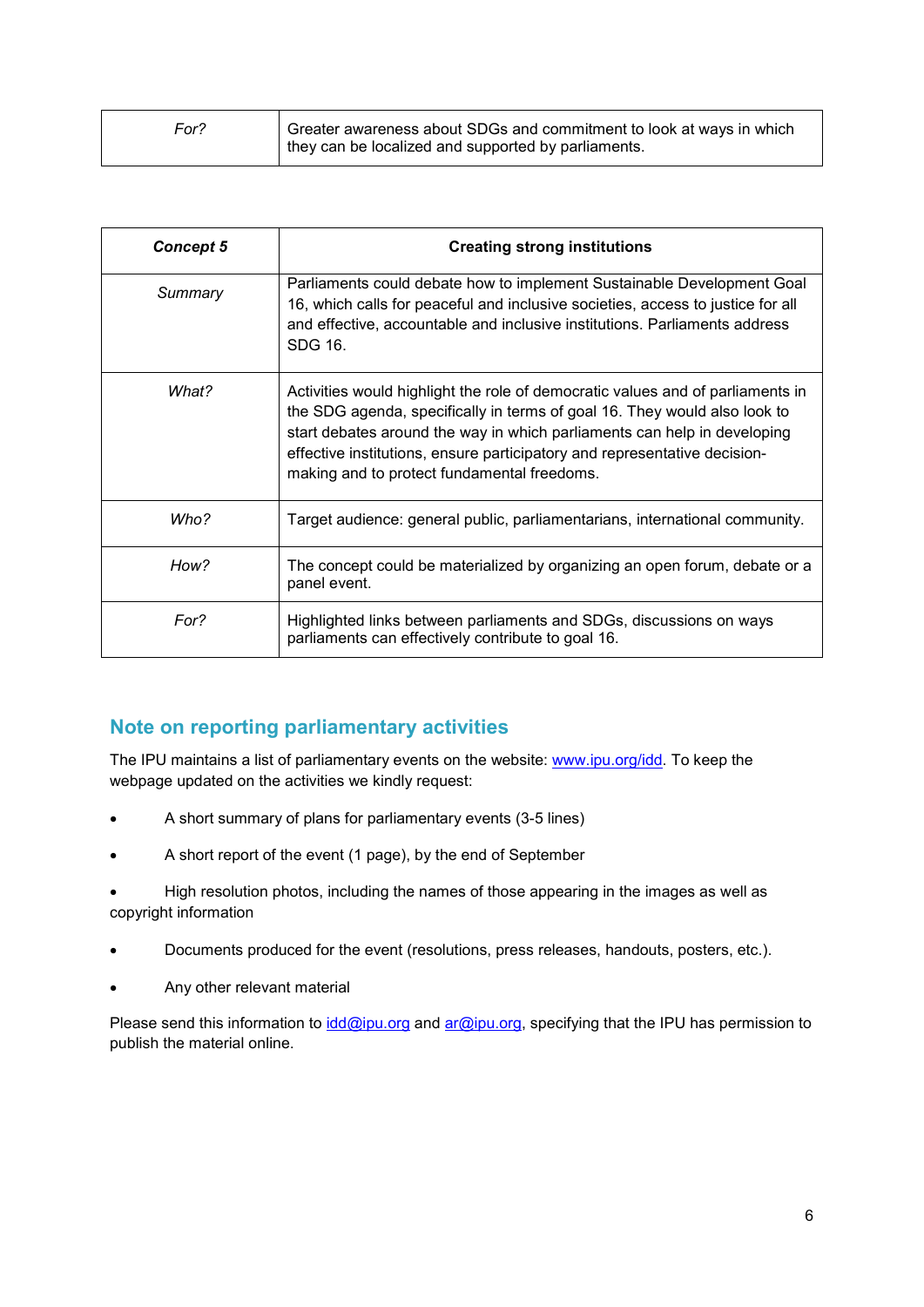| | |
|---|---|
| *For?* | Greater awareness about SDGs and commitment to look at ways in which they can be localized and supported by parliaments. |

| ***Concept 5*** | **Creating strong institutions** |
|---|---|
| *Summary* | Parliaments could debate how to implement Sustainable Development Goal 16, which calls for peaceful and inclusive societies, access to justice for all and effective, accountable and inclusive institutions. Parliaments address SDG 16. |
| *What?* | Activities would highlight the role of democratic values and of parliaments in the SDG agenda, specifically in terms of goal 16. They would also look to start debates around the way in which parliaments can help in developing effective institutions, ensure participatory and representative decision-making and to protect fundamental freedoms. |
| *Who?* | Target audience: general public, parliamentarians, international community. |
| *How?* | The concept could be materialized by organizing an open forum, debate or a panel event. |
| *For?* | Highlighted links between parliaments and SDGs, discussions on ways parliaments can effectively contribute to goal 16. |

## Note on reporting parliamentary activities

The IPU maintains a list of parliamentary events on the website: www.ipu.org/idd. To keep the webpage updated on the activities we kindly request:

- A short summary of plans for parliamentary events (3-5 lines)
- A short report of the event (1 page), by the end of September
- High resolution photos, including the names of those appearing in the images as well as copyright information
- Documents produced for the event (resolutions, press releases, handouts, posters, etc.).
- Any other relevant material

Please send this information to idd@ipu.org and ar@ipu.org, specifying that the IPU has permission to publish the material online.